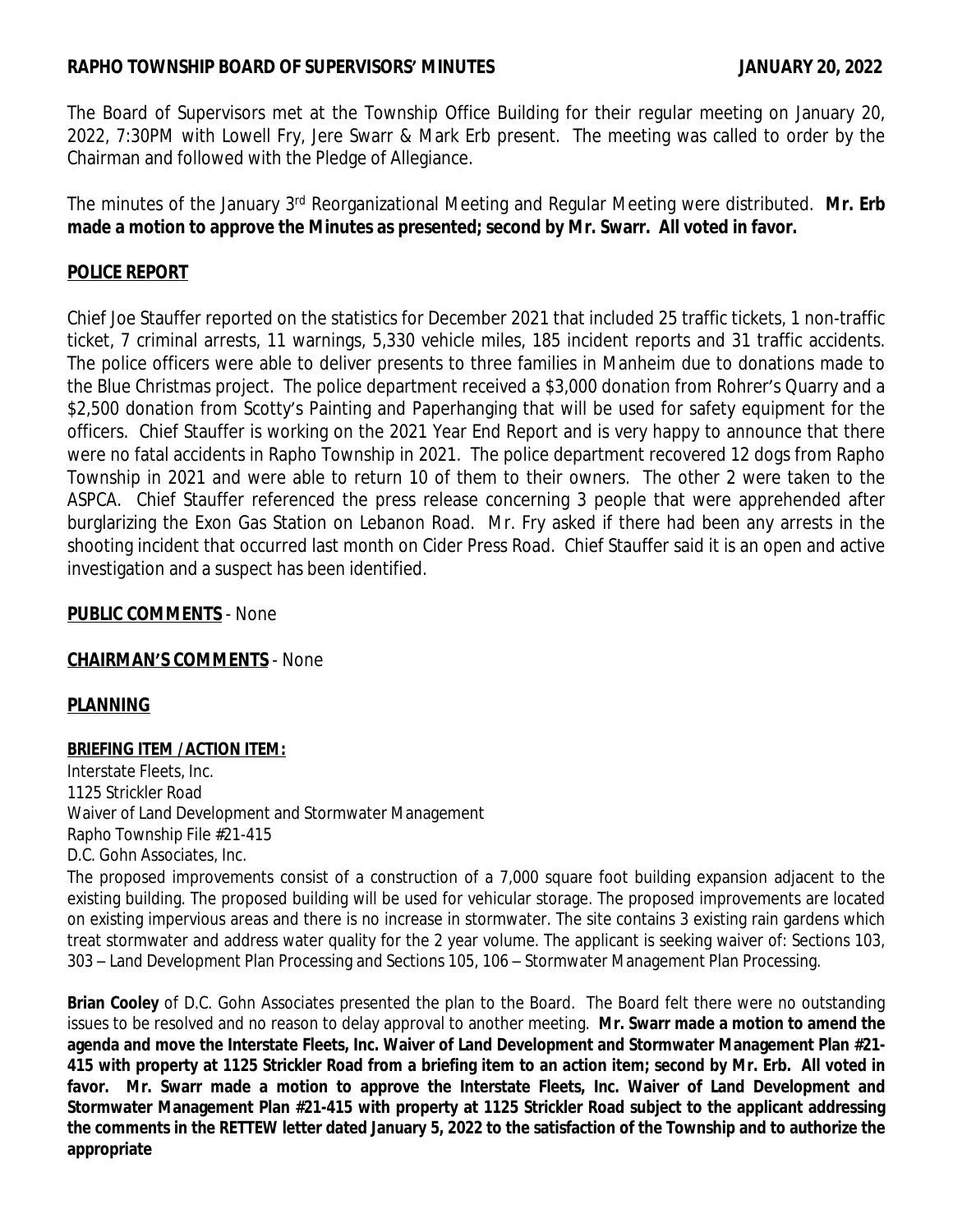**RAPHO TOWNSHIP BOARD OF SUPERVISORS' MINUTES JANUARY 20, 2022**

The Board of Supervisors met at the Township Office Building for their regular meeting on January 20, 2022, 7:30PM with Lowell Fry, Jere Swarr & Mark Erb present. The meeting was called to order by the Chairman and followed with the Pledge of Allegiance.

The minutes of the January 3rd Reorganizational Meeting and Regular Meeting were distributed. **Mr. Erb made a motion to approve the Minutes as presented; second by Mr. Swarr. All voted in favor.**

**POLICE REPORT**

Chief Joe Stauffer reported on the statistics for December 2021 that included 25 traffic tickets, 1 non-traffic ticket, 7 criminal arrests, 11 warnings, 5,330 vehicle miles, 185 incident reports and 31 traffic accidents. The police officers were able to deliver presents to three families in Manheim due to donations made to the Blue Christmas project. The police department received a $3,000 donation from Rohrer's Quarry and a $2,500 donation from Scotty's Painting and Paperhanging that will be used for safety equipment for the officers. Chief Stauffer is working on the 2021 Year End Report and is very happy to announce that there were no fatal accidents in Rapho Township in 2021. The police department recovered 12 dogs from Rapho Township in 2021 and were able to return 10 of them to their owners. The other 2 were taken to the ASPCA. Chief Stauffer referenced the press release concerning 3 people that were apprehended after burglarizing the Exon Gas Station on Lebanon Road. Mr. Fry asked if there had been any arrests in the shooting incident that occurred last month on Cider Press Road. Chief Stauffer said it is an open and active investigation and a suspect has been identified.

**PUBLIC COMMENTS** - None

**CHAIRMAN'S COMMENTS** - None

**PLANNING**

**BRIEFING ITEM / ACTION ITEM:**

Interstate Fleets, Inc.
1125 Strickler Road
Waiver of Land Development and Stormwater Management
Rapho Township File #21-415
D.C. Gohn Associates, Inc.

The proposed improvements consist of a construction of a 7,000 square foot building expansion adjacent to the existing building. The proposed building will be used for vehicular storage. The proposed improvements are located on existing impervious areas and there is no increase in stormwater. The site contains 3 existing rain gardens which treat stormwater and address water quality for the 2 year volume. The applicant is seeking waiver of: Sections 103, 303 – Land Development Plan Processing and Sections 105, 106 – Stormwater Management Plan Processing.

**Brian Cooley** of D.C. Gohn Associates presented the plan to the Board. The Board felt there were no outstanding issues to be resolved and no reason to delay approval to another meeting. **Mr. Swarr made a motion to amend the agenda and move the Interstate Fleets, Inc. Waiver of Land Development and Stormwater Management Plan #21-415 with property at 1125 Strickler Road from a briefing item to an action item; second by Mr. Erb. All voted in favor. Mr. Swarr made a motion to approve the Interstate Fleets, Inc. Waiver of Land Development and Stormwater Management Plan #21-415 with property at 1125 Strickler Road subject to the applicant addressing the comments in the RETTEW letter dated January 5, 2022 to the satisfaction of the Township and to authorize the appropriate**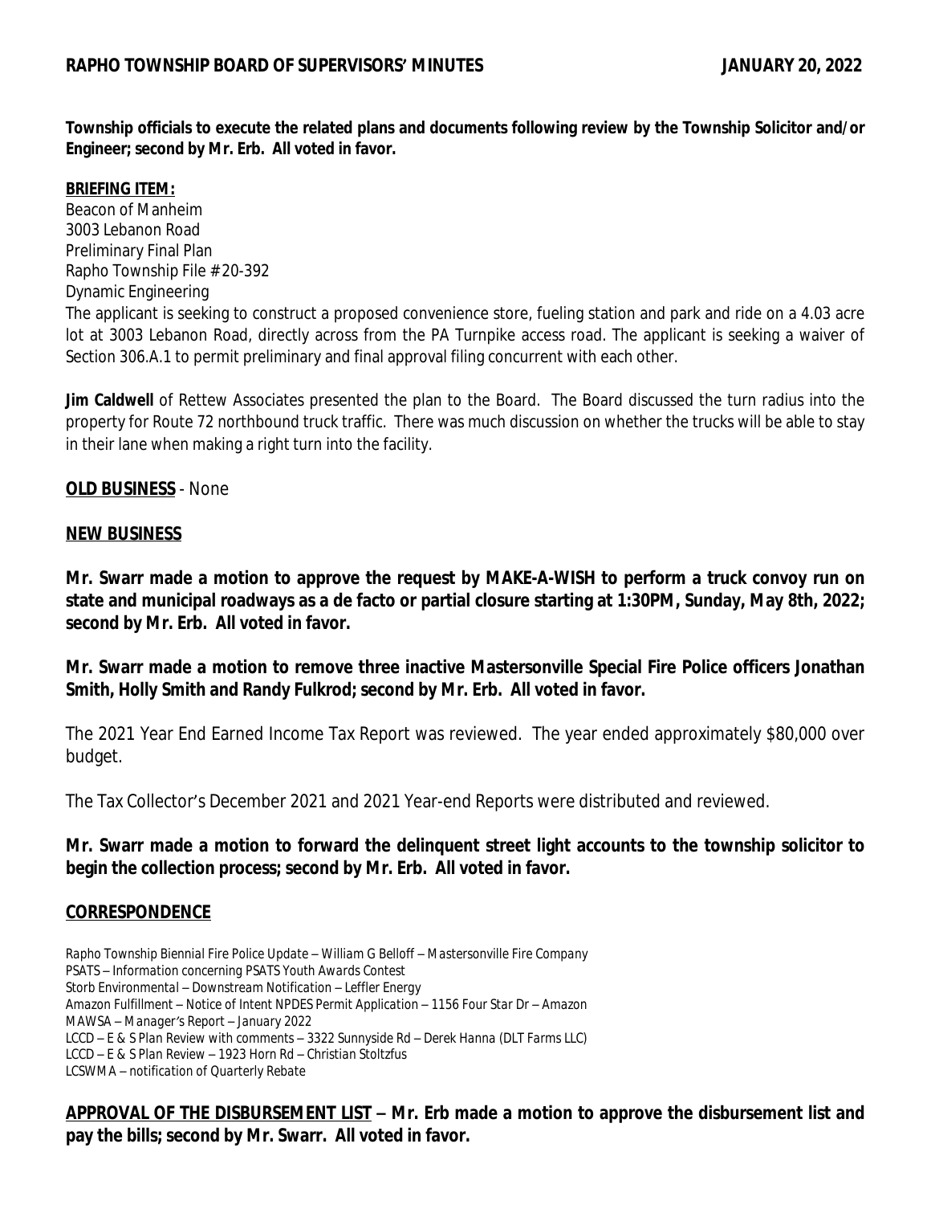**Township officials to execute the related plans and documents following review by the Township Solicitor and/or Engineer; second by Mr. Erb. All voted in favor.**

**BRIEFING ITEM:**

Beacon of Manheim
3003 Lebanon Road
Preliminary Final Plan
Rapho Township File # 20-392
Dynamic Engineering

The applicant is seeking to construct a proposed convenience store, fueling station and park and ride on a 4.03 acre lot at 3003 Lebanon Road, directly across from the PA Turnpike access road. The applicant is seeking a waiver of Section 306.A.1 to permit preliminary and final approval filing concurrent with each other.

**Jim Caldwell** of Rettew Associates presented the plan to the Board. The Board discussed the turn radius into the property for Route 72 northbound truck traffic. There was much discussion on whether the trucks will be able to stay in their lane when making a right turn into the facility.

**OLD BUSINESS** - None

**NEW BUSINESS**

**Mr. Swarr made a motion to approve the request by MAKE-A-WISH to perform a truck convoy run on state and municipal roadways as a de facto or partial closure starting at 1:30PM, Sunday, May 8th, 2022; second by Mr. Erb. All voted in favor.**

**Mr. Swarr made a motion to remove three inactive Mastersonville Special Fire Police officers Jonathan Smith, Holly Smith and Randy Fulkrod; second by Mr. Erb. All voted in favor.**

The 2021 Year End Earned Income Tax Report was reviewed. The year ended approximately $80,000 over budget.

The Tax Collector's December 2021 and 2021 Year-end Reports were distributed and reviewed.

**Mr. Swarr made a motion to forward the delinquent street light accounts to the township solicitor to begin the collection process; second by Mr. Erb. All voted in favor.**

**CORRESPONDENCE**

*Rapho Township Biennial Fire Police Update – William G Belloff – Mastersonville Fire Company*
*PSATS – Information concerning PSATS Youth Awards Contest*
*Storb Environmental – Downstream Notification – Leffler Energy*
*Amazon Fulfillment – Notice of Intent NPDES Permit Application – 1156 Four Star Dr – Amazon*
*MAWSA – Manager's Report – January 2022*
*LCCD – E & S Plan Review with comments – 3322 Sunnyside Rd – Derek Hanna (DLT Farms LLC)*
*LCCD – E & S Plan Review – 1923 Horn Rd – Christian Stoltzfus*
*LCSWMA – notification of Quarterly Rebate*

**APPROVAL OF THE DISBURSEMENT LIST – Mr. Erb made a motion to approve the disbursement list and pay the bills; second by Mr. Swarr. All voted in favor.**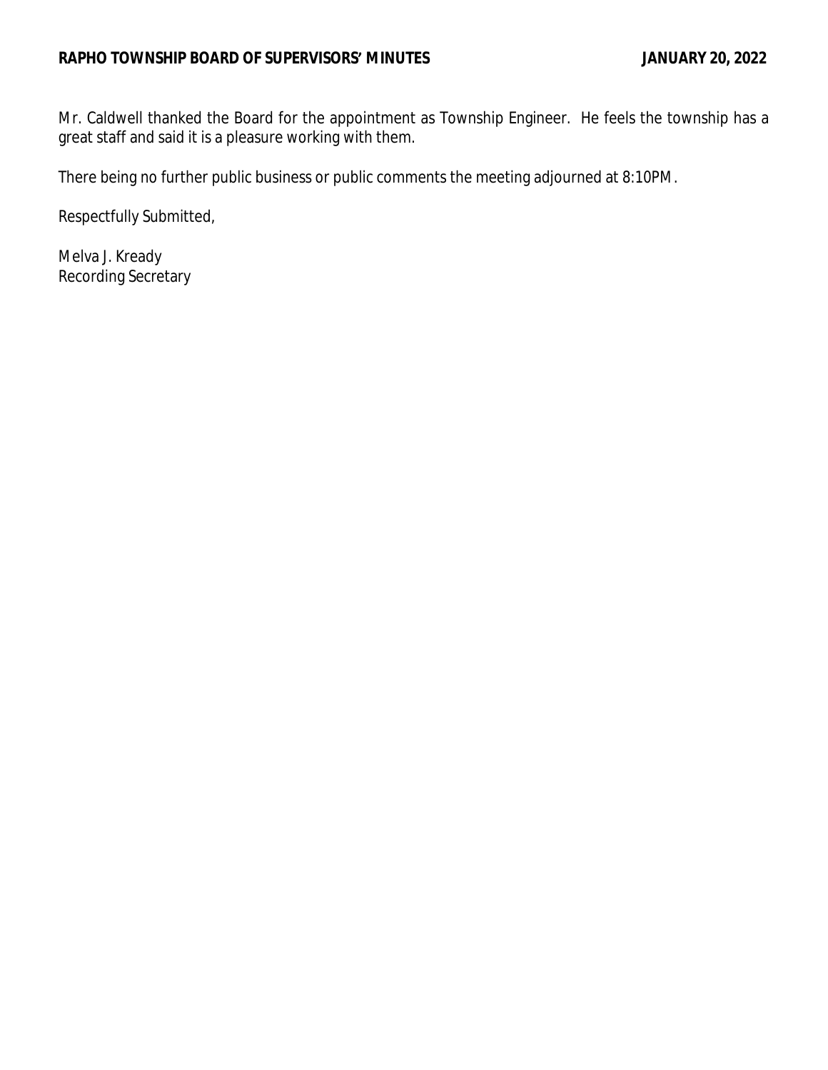Mr. Caldwell thanked the Board for the appointment as Township Engineer. He feels the township has a great staff and said it is a pleasure working with them.

There being no further public business or public comments the meeting adjourned at 8:10PM.

Respectfully Submitted,

Melva J. Kready
Recording Secretary